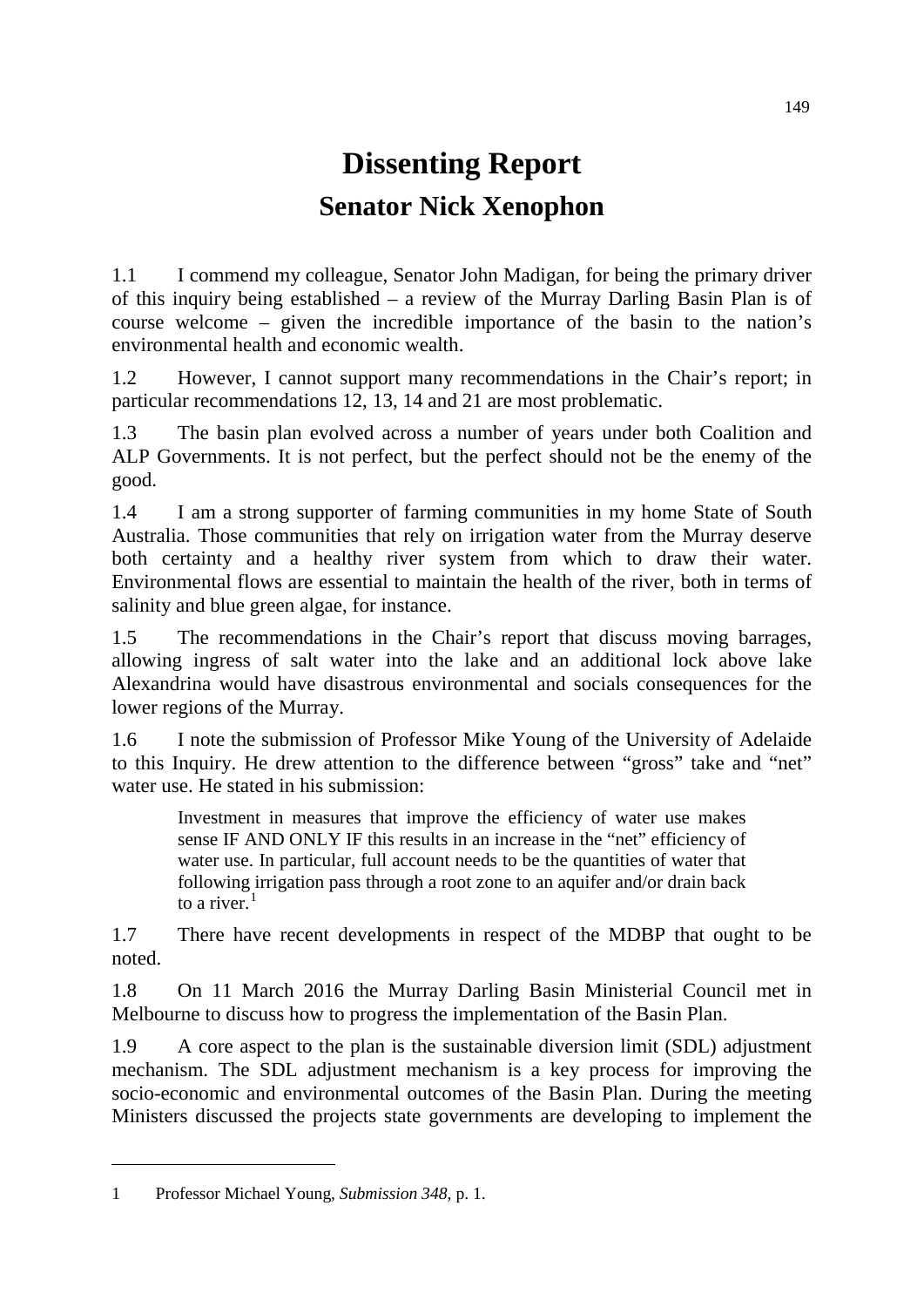# Dissenting Report

## Senator Nick Xenophon

1.1 I commend my colleague, Senator John Madigan, for being the primary driver of this inquiry being established – a review of the Murray Darling Basin Plan is of course welcome – given the incredible importance of the basin to the nation's environmental health and economic wealth.

1.2 However, I cannot support many recommendations in the Chair's report; in particular recommendations 12, 13, 14 and 21 are most problematic.

1.3 The basin plan evolved across a number of years under both Coalition and ALP Governments. It is not perfect, but the perfect should not be the enemy of the good.

1.4 I am a strong supporter of farming communities in my home State of South Australia. Those communities that rely on irrigation water from the Murray deserve both certainty and a healthy river system from which to draw their water. Environmental flows are essential to maintain the health of the river, both in terms of salinity and blue green algae, for instance.

1.5 The recommendations in the Chair's report that discuss moving barrages, allowing ingress of salt water into the lake and an additional lock above lake Alexandrina would have disastrous environmental and socials consequences for the lower regions of the Murray.

1.6 I note the submission of Professor Mike Young of the University of Adelaide to this Inquiry. He drew attention to the difference between "gross" take and "net" water use. He stated in his submission:

> Investment in measures that improve the efficiency of water use makes sense IF AND ONLY IF this results in an increase in the "net" efficiency of water use. In particular, full account needs to be the quantities of water that following irrigation pass through a root zone to an aquifer and/or drain back to a river.[1]

1.7 There have recent developments in respect of the MDBP that ought to be noted.

1.8 On 11 March 2016 the Murray Darling Basin Ministerial Council met in Melbourne to discuss how to progress the implementation of the Basin Plan.

1.9 A core aspect to the plan is the sustainable diversion limit (SDL) adjustment mechanism. The SDL adjustment mechanism is a key process for improving the socio-economic and environmental outcomes of the Basin Plan. During the meeting Ministers discussed the projects state governments are developing to implement the

---

1 Professor Michael Young, *Submission 348*, p. 1.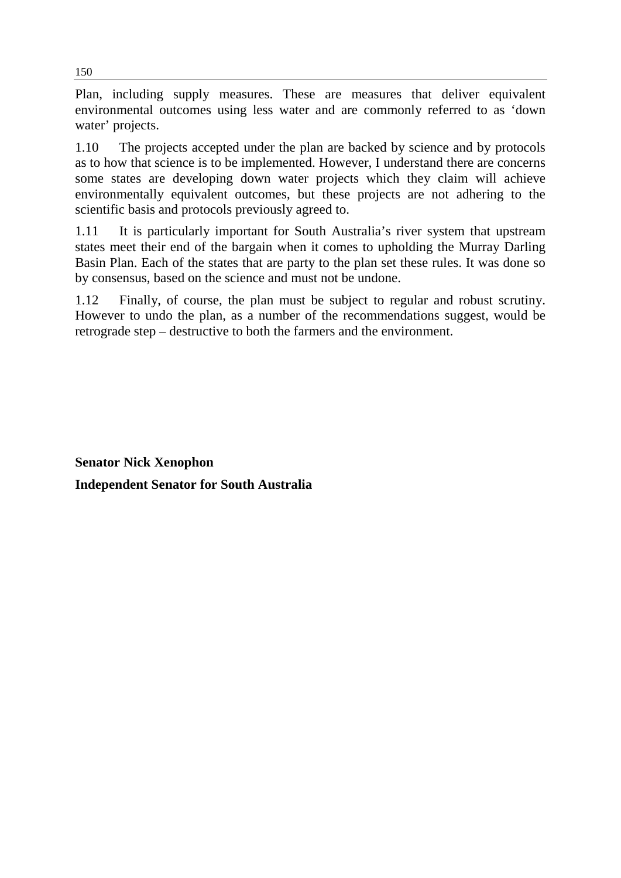Plan, including supply measures. These are measures that deliver equivalent environmental outcomes using less water and are commonly referred to as 'down water' projects.

1.10 The projects accepted under the plan are backed by science and by protocols as to how that science is to be implemented. However, I understand there are concerns some states are developing down water projects which they claim will achieve environmentally equivalent outcomes, but these projects are not adhering to the scientific basis and protocols previously agreed to.

1.11 It is particularly important for South Australia's river system that upstream states meet their end of the bargain when it comes to upholding the Murray Darling Basin Plan. Each of the states that are party to the plan set these rules. It was done so by consensus, based on the science and must not be undone.

1.12 Finally, of course, the plan must be subject to regular and robust scrutiny. However to undo the plan, as a number of the recommendations suggest, would be retrograde step – destructive to both the farmers and the environment.

**Senator Nick Xenophon**

**Independent Senator for South Australia**